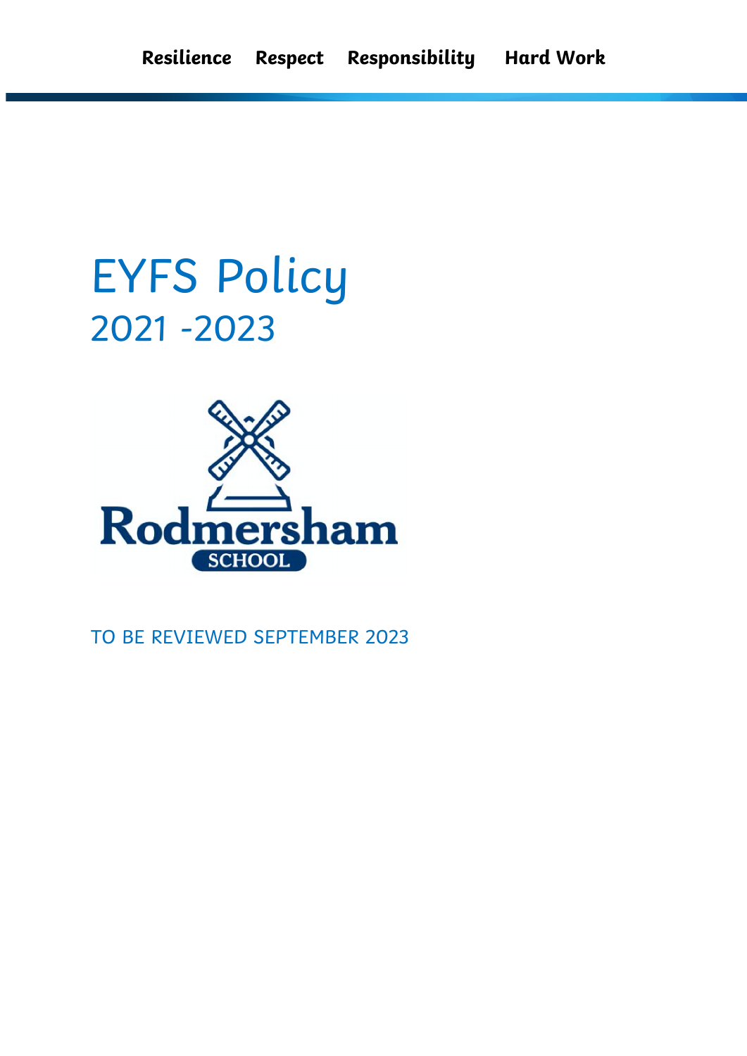**Resilience** **Respect** **Responsibility** **Hard Work**

# EYFS Policy

## 2021 -2023

Rodmersham SCHOOL

TO BE REVIEWED SEPTEMBER 2023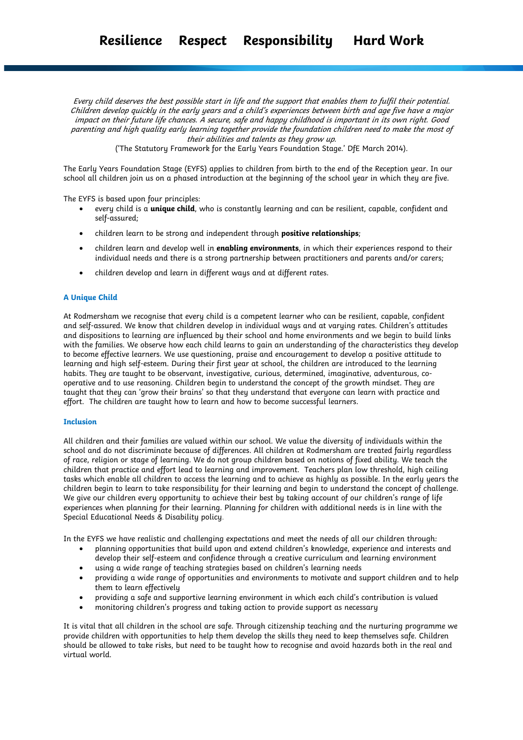*Every child deserves the best possible start in life and the support that enables them to fulfil their potential. Children develop quickly in the early years and a child's experiences between birth and age five have a major impact on their future life chances. A secure, safe and happy childhood is important in its own right. Good parenting and high quality early learning together provide the foundation children need to make the most of their abilities and talents as they grow up.*
('The Statutory Framework for the Early Years Foundation Stage.' DfE March 2014).

The Early Years Foundation Stage (EYFS) applies to children from birth to the end of the Reception year. In our school all children join us on a phased introduction at the beginning of the school year in which they are five.

The EYFS is based upon four principles:

- every child is a **unique child**, who is constantly learning and can be resilient, capable, confident and self-assured;
- children learn to be strong and independent through **positive relationships**;
- children learn and develop well in **enabling environments**, in which their experiences respond to their individual needs and there is a strong partnership between practitioners and parents and/or carers;
- children develop and learn in different ways and at different rates.

### A Unique Child

At Rodmersham we recognise that every child is a competent learner who can be resilient, capable, confident and self-assured. We know that children develop in individual ways and at varying rates. Children's attitudes and dispositions to learning are influenced by their school and home environments and we begin to build links with the families. We observe how each child learns to gain an understanding of the characteristics they develop to become effective learners. We use questioning, praise and encouragement to develop a positive attitude to learning and high self-esteem. During their first year at school, the children are introduced to the learning habits. They are taught to be observant, investigative, curious, determined, imaginative, adventurous, co-operative and to use reasoning. Children begin to understand the concept of the growth mindset. They are taught that they can 'grow their brains' so that they understand that everyone can learn with practice and effort. The children are taught how to learn and how to become successful learners.

### Inclusion

All children and their families are valued within our school. We value the diversity of individuals within the school and do not discriminate because of differences. All children at Rodmersham are treated fairly regardless of race, religion or stage of learning. We do not group children based on notions of fixed ability. We teach the children that practice and effort lead to learning and improvement. Teachers plan low threshold, high ceiling tasks which enable all children to access the learning and to achieve as highly as possible. In the early years the children begin to learn to take responsibility for their learning and begin to understand the concept of challenge. We give our children every opportunity to achieve their best by taking account of our children's range of life experiences when planning for their learning. Planning for children with additional needs is in line with the Special Educational Needs & Disability policy.

In the EYFS we have realistic and challenging expectations and meet the needs of all our children through:

- planning opportunities that build upon and extend children's knowledge, experience and interests and develop their self-esteem and confidence through a creative curriculum and learning environment
- using a wide range of teaching strategies based on children's learning needs
- providing a wide range of opportunities and environments to motivate and support children and to help them to learn effectively
- providing a safe and supportive learning environment in which each child's contribution is valued
- monitoring children's progress and taking action to provide support as necessary

It is vital that all children in the school are safe. Through citizenship teaching and the nurturing programme we provide children with opportunities to help them develop the skills they need to keep themselves safe. Children should be allowed to take risks, but need to be taught how to recognise and avoid hazards both in the real and virtual world.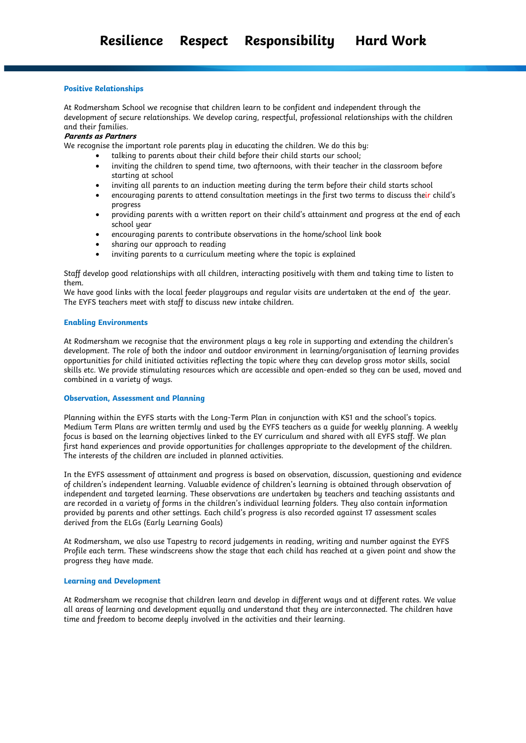## Positive Relationships

At Rodmersham School we recognise that children learn to be confident and independent through the development of secure relationships. We develop caring, respectful, professional relationships with the children and their families.

***Parents as Partners***

We recognise the important role parents play in educating the children. We do this by:

- talking to parents about their child before their child starts our school;
- inviting the children to spend time, two afternoons, with their teacher in the classroom before starting at school
- inviting all parents to an induction meeting during the term before their child starts school
- encouraging parents to attend consultation meetings in the first two terms to discuss their child's progress
- providing parents with a written report on their child's attainment and progress at the end of each school year
- encouraging parents to contribute observations in the home/school link book
- sharing our approach to reading
- inviting parents to a curriculum meeting where the topic is explained

Staff develop good relationships with all children, interacting positively with them and taking time to listen to them.
We have good links with the local feeder playgroups and regular visits are undertaken at the end of the year. The EYFS teachers meet with staff to discuss new intake children.

## Enabling Environments

At Rodmersham we recognise that the environment plays a key role in supporting and extending the children's development. The role of both the indoor and outdoor environment in learning/organisation of learning provides opportunities for child initiated activities reflecting the topic where they can develop gross motor skills, social skills etc. We provide stimulating resources which are accessible and open-ended so they can be used, moved and combined in a variety of ways.

## Observation, Assessment and Planning

Planning within the EYFS starts with the Long-Term Plan in conjunction with KS1 and the school's topics. Medium Term Plans are written termly and used by the EYFS teachers as a guide for weekly planning. A weekly focus is based on the learning objectives linked to the EY curriculum and shared with all EYFS staff. We plan first hand experiences and provide opportunities for challenges appropriate to the development of the children. The interests of the children are included in planned activities.

In the EYFS assessment of attainment and progress is based on observation, discussion, questioning and evidence of children's independent learning. Valuable evidence of children's learning is obtained through observation of independent and targeted learning. These observations are undertaken by teachers and teaching assistants and are recorded in a variety of forms in the children's individual learning folders. They also contain information provided by parents and other settings. Each child's progress is also recorded against 17 assessment scales derived from the ELGs (Early Learning Goals)

At Rodmersham, we also use Tapestry to record judgements in reading, writing and number against the EYFS Profile each term. These windscreens show the stage that each child has reached at a given point and show the progress they have made.

## Learning and Development

At Rodmersham we recognise that children learn and develop in different ways and at different rates. We value all areas of learning and development equally and understand that they are interconnected. The children have time and freedom to become deeply involved in the activities and their learning.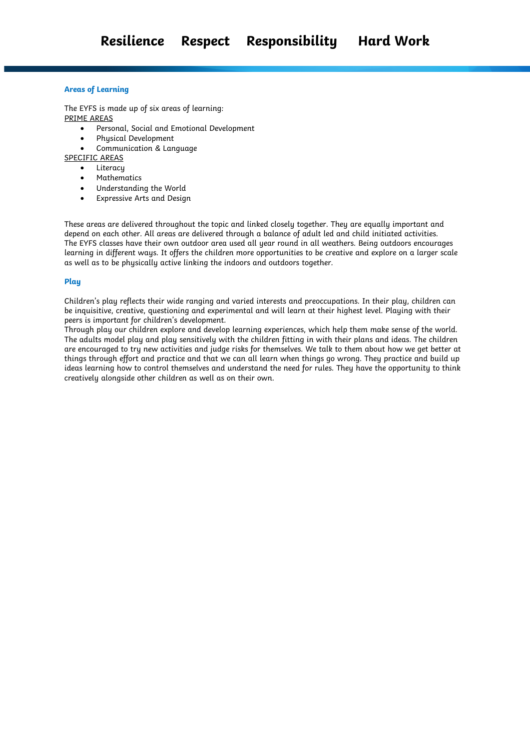## Areas of Learning

The EYFS is made up of six areas of learning:

PRIME AREAS

- Personal, Social and Emotional Development
- Physical Development
- Communication & Language

SPECIFIC AREAS

- Literacy
- Mathematics
- Understanding the World
- Expressive Arts and Design

These areas are delivered throughout the topic and linked closely together. They are equally important and depend on each other. All areas are delivered through a balance of adult led and child initiated activities. The EYFS classes have their own outdoor area used all year round in all weathers. Being outdoors encourages learning in different ways. It offers the children more opportunities to be creative and explore on a larger scale as well as to be physically active linking the indoors and outdoors together.

## Play

Children's play reflects their wide ranging and varied interests and preoccupations. In their play, children can be inquisitive, creative, questioning and experimental and will learn at their highest level. Playing with their peers is important for children's development.
Through play our children explore and develop learning experiences, which help them make sense of the world. The adults model play and play sensitively with the children fitting in with their plans and ideas. The children are encouraged to try new activities and judge risks for themselves. We talk to them about how we get better at things through effort and practice and that we can all learn when things go wrong. They practice and build up ideas learning how to control themselves and understand the need for rules. They have the opportunity to think creatively alongside other children as well as on their own.